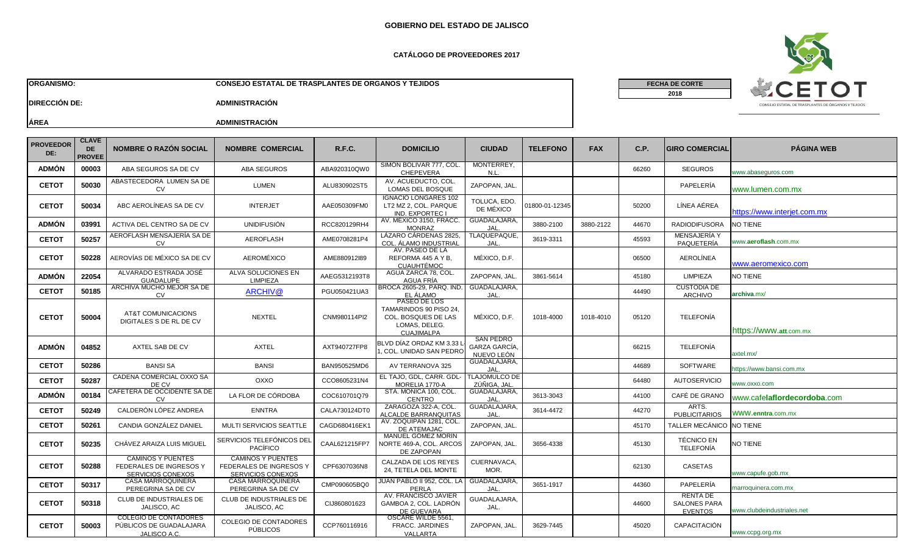# GOBIERNO DEL ESTADO DE JALISCO

## CATÁLOGO DE PROVEEDORES 2017

**ORGANISMO:** CONSEJO ESTATAL DE TRASPLANTES DE ORGANOS Y TEJIDOS

**FECHA DE CORTE** 2018

**DIRECCIÓN DE:** ADMINISTRACIÓN

**ÁREA** ADMINISTRACIÓN

| PROVEEDOR DE: | CLAVE DE PROVEE | NOMBRE O RAZÓN SOCIAL | NOMBRE COMERCIAL | R.F.C. | DOMICILIO | CIUDAD | TELEFONO | FAX | C.P. | GIRO COMERCIAL | PÁGINA WEB |
|---|---|---|---|---|---|---|---|---|---|---|---|
| ADMÓN | 00003 | ABA SEGUROS SA DE CV | ABA SEGUROS | ABA920310QW0 | SIMÓN BOLIVAR 777, COL. CHEPEVERA | MONTERREY, N.L. | | | 66260 | SEGUROS | www.abaseguros.com |
| CETOT | 50030 | ABASTECEDORA LUMEN SA DE CV | LUMEN | ALU830902ST5 | AV. ACUEDUCTO, COL. LOMAS DEL BOSQUE | ZAPOPAN, JAL. | | | | PAPELERÍA | www.lumen.com.mx |
| CETOT | 50034 | ABC AEROLÍNEAS SA DE CV | INTERJET | AAE050309FM0 | IGNACIO LONGARES 102 LT2 MZ 2, COL. PARQUE IND. EXPORTEC I | TOLUCA, EDO. DE MÉXICO | 01800-01-12345 | | 50200 | LÍNEA AÉREA | https://www.interjet.com.mx |
| ADMÓN | 03991 | ACTIVA DEL CENTRO SA DE CV | UNIDIFUSIÓN | RCC820129RH4 | AV. MÉXICO 3150, FRACC. MONRAZ | GUADALAJARA, JAL. | 3880-2100 | 3880-2122 | 44670 | RADIODIFUSORA | NO TIENE |
| CETOT | 50257 | AEROFLASH MENSAJERÍA SA DE CV | AEROFLASH | AME0708281P4 | LÁZARO CÁRDENAS 2825, COL. ÁLAMO INDUSTRIAL | TLAQUEPAQUE, JAL. | 3619-3311 | | 45593 | MENSAJERÍA Y PAQUETERÍA | www.aeroflash.com.mx |
| CETOT | 50228 | AEROVÍAS DE MÉXICO SA DE CV | AEROMÉXICO | AME880912I89 | AV. PASEO DE LA REFORMA 445 A Y B, CUAUHTÉMOC | MÉXICO, D.F. | | | 06500 | AEROLÍNEA | www.aeromexico.com |
| ADMÓN | 22054 | ALVARADO ESTRADA JOSÉ GUADALUPE | ALVA SOLUCIONES EN LIMPIEZA | AAEG5312193T8 | AGUA ZARCA 78, COL. AGUA FRÍA | ZAPOPAN, JAL. | 3861-5614 | | 45180 | LIMPIEZA | NO TIENE |
| CETOT | 50185 | ARCHIVA MUCHO MEJOR SA DE CV | ARCHIV@ | PGU050421UA3 | BROCA 2605-29, PARQ. IND. EL ÁLAMO | GUADALAJARA, JAL. | | | 44490 | CUSTODIA DE ARCHIVO | archiva.mx/ |
| CETOT | 50004 | AT&T COMUNICACIONS DIGITALES S DE RL DE CV | NEXTEL | CNM980114PI2 | PASEO DE LOS TAMARINDOS 90 PISO 24, COL. BOSQUES DE LAS LOMAS, DELEG. CUAJIMALPA | MÉXICO, D.F. | 1018-4000 | 1018-4010 | 05120 | TELEFONÍA | https://www.att.com.mx |
| ADMÓN | 04852 | AXTEL SAB DE CV | AXTEL | AXT940727FP8 | BLVD DÍAZ ORDAZ KM 3.33 L-1, COL. UNIDAD SAN PEDRO | SAN PEDRO GARZA GARCÍA, NUEVO LEÓN | | | 66215 | TELEFONÍA | axtel.mx/ |
| CETOT | 50286 | BANSI SA | BANSI | BAN950525MD6 | AV TERRANOVA 325 | GUADALAJARA, JAL. | | | 44689 | SOFTWARE | https://www.bansi.com.mx |
| CETOT | 50287 | CADENA COMERCIAL OXXO SA DE CV | OXXO | CCO8605231N4 | EL TAJO, GDL, CARR. GDL-MORELIA 1770-A | TLAJOMULCO DE ZÚÑIGA, JAL. | | | 64480 | AUTOSERVICIO | www.oxxo.com |
| ADMÓN | 00184 | CAFETERA DE OCCIDENTE SA DE CV | LA FLOR DE CÓRDOBA | COC610701Q79 | STA. MÓNICA 100, COL. CENTRO | GUADALAJARA, JAL. | 3613-3043 | | 44100 | CAFÉ DE GRANO | www.cafelaflordecordoba.com |
| CETOT | 50249 | CALDERÓN LÓPEZ ANDREA | ENNTRA | CALA730124DT0 | ZARAGOZA 322-A, COL. ALCALDE BARRANQUITAS | GUADALAJARA, JAL. | 3614-4472 | | 44270 | ARTS. PUBLICITARIOS | WWW.enntra.com.mx |
| CETOT | 50261 | CANDIA GONZÁLEZ DANIEL | MULTI SERVICIOS SEATTLE | CAGD680416EK1 | AV. ZOQUIPAN 1281, COL. DE ATEMAJAC | ZAPOPAN, JAL. | | | 45170 | TALLER MECÁNICO | NO TIENE |
| CETOT | 50235 | CHÁVEZ ARAIZA LUIS MIGUEL | SERVICIOS TELEFÓNICOS DEL PACÍFICO | CAAL621215FP7 | MANUEL GÓMEZ MORÍN NORTE 469-A, COL. ARCOS DE ZAPOPAN | ZAPOPAN, JAL. | 3656-4338 | | 45130 | TÉCNICO EN TELEFONÍA | NO TIENE |
| CETOT | 50288 | CAMINOS Y PUENTES FEDERALES DE INGRESOS Y SERVICIOS CONEXOS | CAMINOS Y PUENTES FEDERALES DE INGRESOS Y SERVICIOS CONEXOS | CPF6307036N8 | CALZADA DE LOS REYES 24, TETELA DEL MONTE | CUERNAVACA, MOR. | | | 62130 | CASETAS | www.capufe.gob.mx |
| CETOT | 50317 | CASA MARROQUINERA PEREGRINA SA DE CV | CASA MARROQUINERA PEREGRINA SA DE CV | CMP090605BQ0 | JUAN PABLO II 952, COL. LA PERLA | GUADALAJARA, JAL. | 3651-1917 | | 44360 | PAPELERÍA | marroquinera.com.mx |
| CETOT | 50318 | CLUB DE INDUSTRIALES DE JALISCO, AC | CLUB DE INDUSTRIALES DE JALISCO, AC | CIJ860801623 | AV. FRANCISCO JAVIER GAMBOA 2, COL. LADRÓN DE GUEVARA | GUADALAJARA, JAL. | | | 44600 | RENTA DE SALONES PARA EVENTOS | www.clubdeindustriales.net |
| CETOT | 50003 | COLEGIO DE CONTADORES PÚBLICOS DE GUADALAJARA JALISCO A.C. | COLEGIO DE CONTADORES PÚBLICOS | CCP760116916 | OSCARE WILDE 5561, FRACC. JARDINES VALLARTA | ZAPOPAN, JAL. | 3629-7445 | | 45020 | CAPACITACIÓN | www.ccpg.org.mx |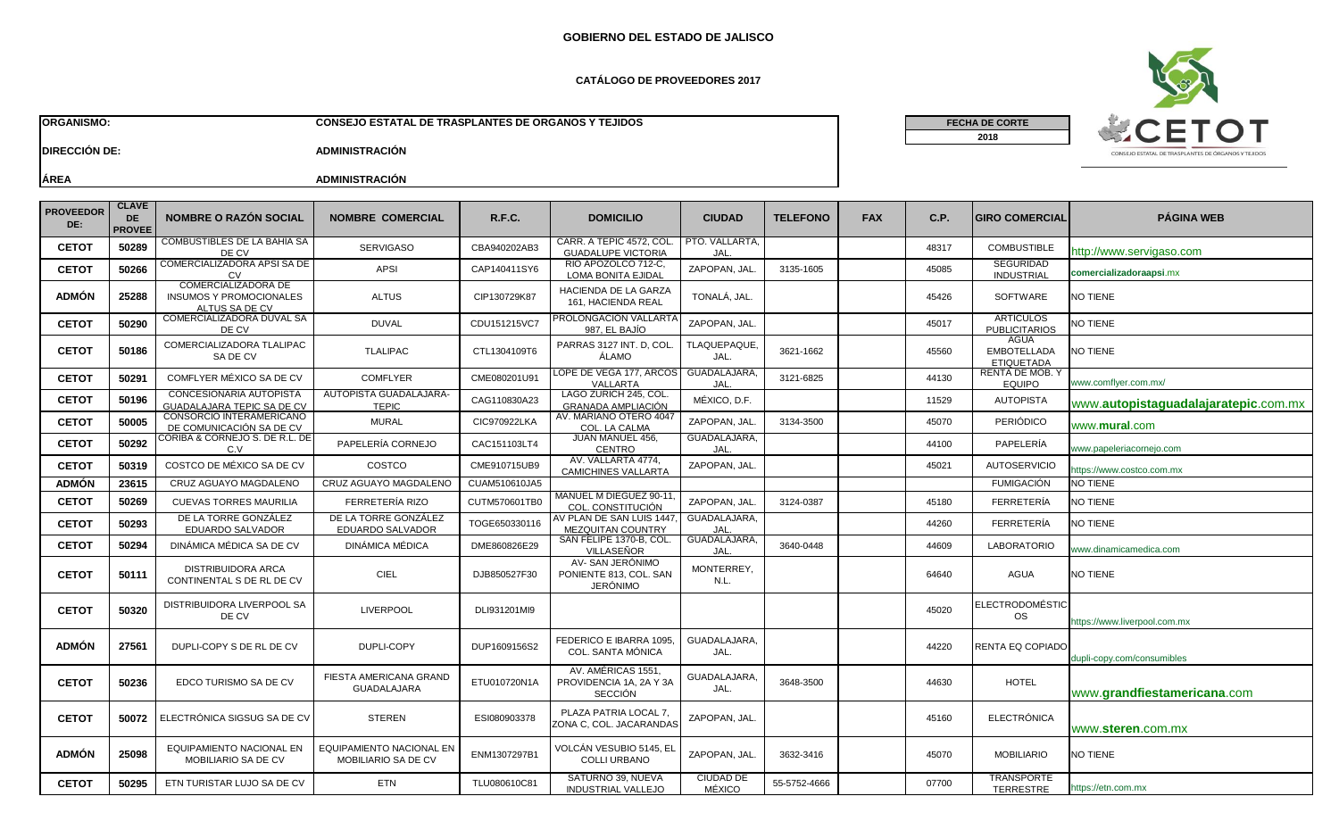**GOBIERNO DEL ESTADO DE JALISCO**

**CATÁLOGO DE PROVEEDORES 2017**

| | | | |
|---|---|---|---|
| **ORGANISMO:** | **CONSEJO ESTATAL DE TRASPLANTES DE ORGANOS Y TEJIDOS** | **FECHA DE CORTE** | |
| **DIRECCIÓN DE:** | **ADMINISTRACIÓN** | **2018** | |
| **ÁREA** | **ADMINISTRACIÓN** | | |

| PROVEEDOR DE: | CLAVE DE PROVEE | NOMBRE O RAZÓN SOCIAL | NOMBRE COMERCIAL | R.F.C. | DOMICILIO | CIUDAD | TELEFONO | FAX | C.P. | GIRO COMERCIAL | PÁGINA WEB |
|---|---|---|---|---|---|---|---|---|---|---|---|
| CETOT | 50289 | COMBUSTIBLES DE LA BAHIA SA DE CV | SERVIGASO | CBA940202AB3 | CARR. A TEPIC 4572, COL. GUADALUPE VICTORIA | PTO. VALLARTA, JAL. | | | 48317 | COMBUSTIBLE | http://www.servigaso.com |
| CETOT | 50266 | COMERCIALIZADORA APSI SA DE CV | APSI | CAP140411SY6 | RIO APOZOLCO 712-C, LOMA BONITA EJIDAL | ZAPOPAN, JAL. | 3135-1605 | | 45085 | SEGURIDAD INDUSTRIAL | comercializadoraapsi.mx |
| ADMÓN | 25288 | COMERCIALIZADORA DE INSUMOS Y PROMOCIONALES ALTUS SA DE CV | ALTUS | CIP130729K87 | HACIENDA DE LA GARZA 161, HACIENDA REAL | TONALÁ, JAL. | | | 45426 | SOFTWARE | NO TIENE |
| CETOT | 50290 | COMERCIALIZADORA DUVAL SA DE CV | DUVAL | CDU151215VC7 | PROLONGACIÓN VALLARTA 987, EL BAJÍO | ZAPOPAN, JAL. | | | 45017 | ARTICULOS PUBLICITARIOS | NO TIENE |
| CETOT | 50186 | COMERCIALIZADORA TLALIPAC SA DE CV | TLALIPAC | CTL1304109T6 | PARRAS 3127 INT. D, COL. ÁLAMO | TLAQUEPAQUE, JAL. | 3621-1662 | | 45560 | AGUA EMBOTELLADA ETIQUETADA | NO TIENE |
| CETOT | 50291 | COMFLYER MÉXICO SA DE CV | COMFLYER | CME080201U91 | LOPE DE VEGA 177, ARCOS VALLARTA | GUADALAJARA, JAL. | 3121-6825 | | 44130 | RENTA DE MOB. Y EQUIPO | www.comflyer.com.mx/ |
| CETOT | 50196 | CONCESIONARIA AUTOPISTA GUADALAJARA TEPIC SA DE CV | AUTOPISTA GUADALAJARA-TEPIC | CAG110830A23 | LAGO ZURICH 245, COL. GRANADA AMPLIACIÓN | MÉXICO, D.F. | | | 11529 | AUTOPISTA | www.autopistaguadalajaratepic.com.mx |
| CETOT | 50005 | CONSORCIO INTERAMERICANO DE COMUNICACIÓN SA DE CV | MURAL | CIC970922LKA | AV. MARIANO OTERO 4047 COL. LA CALMA | ZAPOPAN, JAL. | 3134-3500 | | 45070 | PERIÓDICO | www.mural.com |
| CETOT | 50292 | CORIBA & CORNEJO S. DE R.L. DE C.V | PAPELERÍA CORNEJO | CAC151103LT4 | JUAN MANUEL 456, CENTRO | GUADALAJARA, JAL. | | | 44100 | PAPELERÍA | www.papeleriacornejo.com |
| CETOT | 50319 | COSTCO DE MÉXICO SA DE CV | COSTCO | CME910715UB9 | AV. VALLARTA 4774, CAMICHINES VALLARTA | ZAPOPAN, JAL. | | | 45021 | AUTOSERVICIO | https://www.costco.com.mx |
| ADMÓN | 23615 | CRUZ AGUAYO MAGDALENO | CRUZ AGUAYO MAGDALENO | CUAM510610JA5 | | | | | | FUMIGACIÓN | NO TIENE |
| CETOT | 50269 | CUEVAS TORRES MAURILIA | FERRETERÍA RIZO | CUTM570601TB0 | MANUEL M DIEGUEZ 90-11, COL. CONSTITUCIÓN | ZAPOPAN, JAL. | 3124-0387 | | 45180 | FERRETERÍA | NO TIENE |
| CETOT | 50293 | DE LA TORRE GONZÁLEZ EDUARDO SALVADOR | DE LA TORRE GONZÁLEZ EDUARDO SALVADOR | TOGE650330116 | AV PLAN DE SAN LUIS 1447, MEZQUITAN COUNTRY | GUADALAJARA, JAL. | | | 44260 | FERRETERÍA | NO TIENE |
| CETOT | 50294 | DINÁMICA MÉDICA SA DE CV | DINÁMICA MÉDICA | DME860826E29 | SAN FELIPE 1370-B, COL. VILLASEÑOR | GUADALAJARA, JAL. | 3640-0448 | | 44609 | LABORATORIO | www.dinamicamedica.com |
| CETOT | 50111 | DISTRIBUIDORA ARCA CONTINENTAL S DE RL DE CV | CIEL | DJB850527F30 | AV- SAN JERÓNIMO PONIENTE 813, COL. SAN JERÓNIMO | MONTERREY, N.L. | | | 64640 | AGUA | NO TIENE |
| CETOT | 50320 | DISTRIBUIDORA LIVERPOOL SA DE CV | LIVERPOOL | DLI931201MI9 | | | | | 45020 | ELECTRODOMÉSTICOS | https://www.liverpool.com.mx |
| ADMÓN | 27561 | DUPLI-COPY S DE RL DE CV | DUPLI-COPY | DUP1609156S2 | FEDERICO E IBARRA 1095, COL. SANTA MÓNICA | GUADALAJARA, JAL. | | | 44220 | RENTA EQ COPIADO | dupli-copy.com/consumibles |
| CETOT | 50236 | EDCO TURISMO SA DE CV | FIESTA AMERICANA GRAND GUADALAJARA | ETU010720N1A | AV. AMÉRICAS 1551, PROVIDENCIA 1A, 2A Y 3A SECCIÓN | GUADALAJARA, JAL. | 3648-3500 | | 44630 | HOTEL | www.grandfiestamericana.com |
| CETOT | 50072 | ELECTRÓNICA SIGSUG SA DE CV | STEREN | ESI080903378 | PLAZA PATRIA LOCAL 7, ZONA C, COL. JACARANDAS | ZAPOPAN, JAL. | | | 45160 | ELECTRÓNICA | www.steren.com.mx |
| ADMÓN | 25098 | EQUIPAMIENTO NACIONAL EN MOBILIARIO SA DE CV | EQUIPAMIENTO NACIONAL EN MOBILIARIO SA DE CV | ENM1307297B1 | VOLCÁN VESUBIO 5145, EL COLLI URBANO | ZAPOPAN, JAL. | 3632-3416 | | 45070 | MOBILIARIO | NO TIENE |
| CETOT | 50295 | ETN TURISTAR LUJO SA DE CV | ETN | TLU080610C81 | SATURNO 39, NUEVA INDUSTRIAL VALLEJO | CIUDAD DE MÉXICO | 55-5752-4666 | | 07700 | TRANSPORTE TERRESTRE | https://etn.com.mx |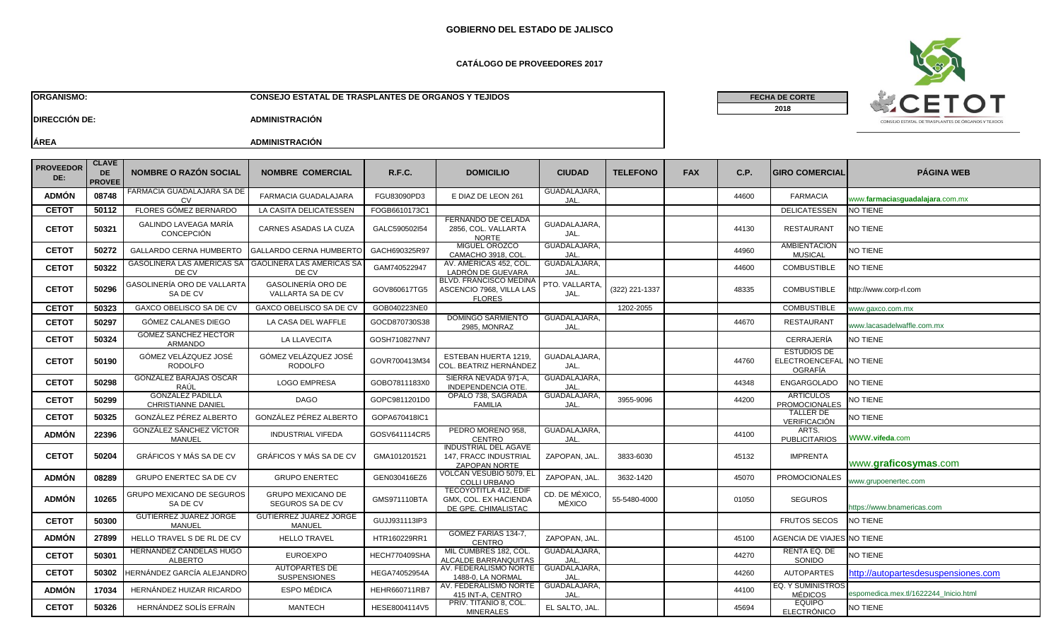**GOBIERNO DEL ESTADO DE JALISCO**

**CATÁLOGO DE PROVEEDORES 2017**

| | | | |
|---|---|---|---|
| **ORGANISMO:** | **CONSEJO ESTATAL DE TRASPLANTES DE ORGANOS Y TEJIDOS** | **FECHA DE CORTE** | **2018** |
| **DIRECCIÓN DE:** | **ADMINISTRACIÓN** | | |
| **ÁREA** | **ADMINISTRACIÓN** | | |

| PROVEEDOR DE: | CLAVE DE PROVEE | NOMBRE O RAZÓN SOCIAL | NOMBRE COMERCIAL | R.F.C. | DOMICILIO | CIUDAD | TELEFONO | FAX | C.P. | GIRO COMERCIAL | PÁGINA WEB |
|---|---|---|---|---|---|---|---|---|---|---|---|
| ADMÓN | 08748 | FARMACIA GUADALAJARA SA DE CV | FARMACIA GUADALAJARA | FGU83090PD3 | E DIAZ DE LEON 261 | GUADALAJARA, JAL. | | | 44600 | FARMACIA | www.farmaciasguadalajara.com.mx |
| CETOT | 50112 | FLORES GÓMEZ BERNARDO | LA CASITA DELICATESSEN | FOGB6610173C1 | | | | | | DELICATESSEN | NO TIENE |
| CETOT | 50321 | GALINDO LAVEAGA MARÍA CONCEPCIÓN | CARNES ASADAS LA CUZA | GALC590502I54 | FERNANDO DE CELADA 2856, COL. VALLARTA NORTE | GUADALAJARA, JAL. | | | 44130 | RESTAURANT | NO TIENE |
| CETOT | 50272 | GALLARDO CERNA HUMBERTO | GALLARDO CERNA HUMBERTO | GACH690325R97 | MIGUEL OROZCO CAMACHO 3918, COL. | GUADALAJARA, JAL. | | | 44960 | AMBIENTACIÓN MUSICAL | NO TIENE |
| CETOT | 50322 | GASOLINERA LAS AMERICAS SA DE CV | GAOLINERA LAS AMERICAS SA DE CV | GAM740522947 | AV. AMÉRICAS 452, COL. LADRÓN DE GUEVARA | GUADALAJARA, JAL. | | | 44600 | COMBUSTIBLE | NO TIENE |
| CETOT | 50296 | GASOLINERÍA ORO DE VALLARTA SA DE CV | GASOLINERÍA ORO DE VALLARTA SA DE CV | GOV860617TG5 | BLVD. FRANCISCO MEDINA ASCENCIO 7968, VILLA LAS FLORES | PTO. VALLARTA, JAL. | (322) 221-1337 | | 48335 | COMBUSTIBLE | http://www.corp-rl.com |
| CETOT | 50323 | GAXCO OBELISCO SA DE CV | GAXCO OBELISCO SA DE CV | GOB040223NE0 | | | 1202-2055 | | | COMBUSTIBLE | www.gaxco.com.mx |
| CETOT | 50297 | GÓMEZ CALANES DIEGO | LA CASA DEL WAFFLE | GOCD870730S38 | DOMINGO SARMIENTO 2985, MONRAZ | GUADALAJARA, JAL. | | | 44670 | RESTAURANT | www.lacasadelwaffle.com.mx |
| CETOT | 50324 | GÓMEZ SÁNCHEZ HÉCTOR ARMANDO | LA LLAVECITA | GOSH710827NN7 | | | | | | CERRAJERÍA | NO TIENE |
| CETOT | 50190 | GÓMEZ VELÁZQUEZ JOSÉ RODOLFO | GÓMEZ VELÁZQUEZ JOSÉ RODOLFO | GOVR700413M34 | ESTEBAN HUERTA 1219, COL. BEATRIZ HERNÁNDEZ | GUADALAJARA, JAL. | | | 44760 | ESTUDIOS DE ELECTROENCEFALOGRAFÍA | NO TIENE |
| CETOT | 50298 | GONZÁLEZ BARAJAS OSCAR RAÚL | LOGO EMPRESA | GOBO7811183X0 | SIERRA NEVADA 971-A, INDEPENDENCIA OTE. | GUADALAJARA, JAL. | | | 44348 | ENGARGOLADO | NO TIENE |
| CETOT | 50299 | GONZÁLEZ PADILLA CHRISTIANNE DANIEL | DAGO | GOPC9811201D0 | ÓPALO 738, SAGRADA FAMILIA | GUADALAJARA, JAL. | 3955-9096 | | 44200 | ARTÍCULOS PROMOCIONALES | NO TIENE |
| CETOT | 50325 | GONZÁLEZ PÉREZ ALBERTO | GONZÁLEZ PÉREZ ALBERTO | GOPA670418IC1 | | | | | | TALLER DE VERIFICACIÓN | NO TIENE |
| ADMÓN | 22396 | GONZÁLEZ SÁNCHEZ VÍCTOR MANUEL | INDUSTRIAL VIFEDA | GOSV641114CR5 | PEDRO MORENO 958, CENTRO | GUADALAJARA, JAL. | | | 44100 | ARTS. PUBLICITARIOS | WWW.vifeda.com |
| CETOT | 50204 | GRÁFICOS Y MÁS SA DE CV | GRÁFICOS Y MÁS SA DE CV | GMA101201521 | INDUSTRIAL DEL AGAVE 147, FRACC INDUSTRIAL ZAPOPAN NORTE | ZAPOPAN, JAL. | 3833-6030 | | 45132 | IMPRENTA | www.graficosymas.com |
| ADMÓN | 08289 | GRUPO ENERTEC SA DE CV | GRUPO ENERTEC | GEN030416EZ6 | VOLCÁN VESUBIO 5079, EL COLLI URBANO | ZAPOPAN, JAL. | 3632-1420 | | 45070 | PROMOCIONALES | www.grupoenertec.com |
| ADMÓN | 10265 | GRUPO MEXICANO DE SEGUROS SA DE CV | GRUPO MEXICANO DE SEGUROS SA DE CV | GMS971110BTA | TECOYOTITLA 412, EDIF GMX, COL. EX HACIENDA DE GPE. CHIMALISTAC | CD. DE MÉXICO, MÉXICO | 55-5480-4000 | | 01050 | SEGUROS | https://www.bnamericas.com |
| CETOT | 50300 | GUTIÉRREZ JUÁREZ JORGE MANUEL | GUTIÉRREZ JUÁREZ JORGE MANUEL | GUJJ931113IP3 | | | | | | FRUTOS SECOS | NO TIENE |
| ADMÓN | 27899 | HELLO TRAVEL S DE RL DE CV | HELLO TRAVEL | HTR160229RR1 | GÓMEZ FARÍAS 134-7, CENTRO | ZAPOPAN, JAL. | | | 45100 | AGENCIA DE VIAJES | NO TIENE |
| CETOT | 50301 | HERNÁNDEZ CANDELAS HUGO ALBERTO | EUROEXPO | HECH770409SHA | MIL CUMBRES 182, COL. ALCALDE BARRANQUITAS | GUADALAJARA, JAL. | | | 44270 | RENTA EQ. DE SONIDO | NO TIENE |
| CETOT | 50302 | HERNÁNDEZ GARCÍA ALEJANDRO | AUTOPARTES DE SUSPENSIONES | HEGA74052954A | AV. FEDERALISMO NORTE 1488-0, LA NORMAL | GUADALAJARA, JAL. | | | 44260 | AUTOPARTES | http://autopartesdesuspensiones.com |
| ADMÓN | 17034 | HERNÁNDEZ HUIZAR RICARDO | ESPO MÉDICA | HEHR660711RB7 | AV. FEDERALISMO NORTE 415 INT-A, CENTRO | GUADALAJARA, JAL. | | | 44100 | EQ. Y SUMINISTROS MÉDICOS | espomedica.mex.tl/1622244_Inicio.html |
| CETOT | 50326 | HERNÁNDEZ SOLÍS EFRAÍN | MANTECH | HESE8004114V5 | PRIV. TITANIO 8, COL. MINERALES | EL SALTO, JAL. | | | 45694 | EQUIPO ELECTRÓNICO | NO TIENE |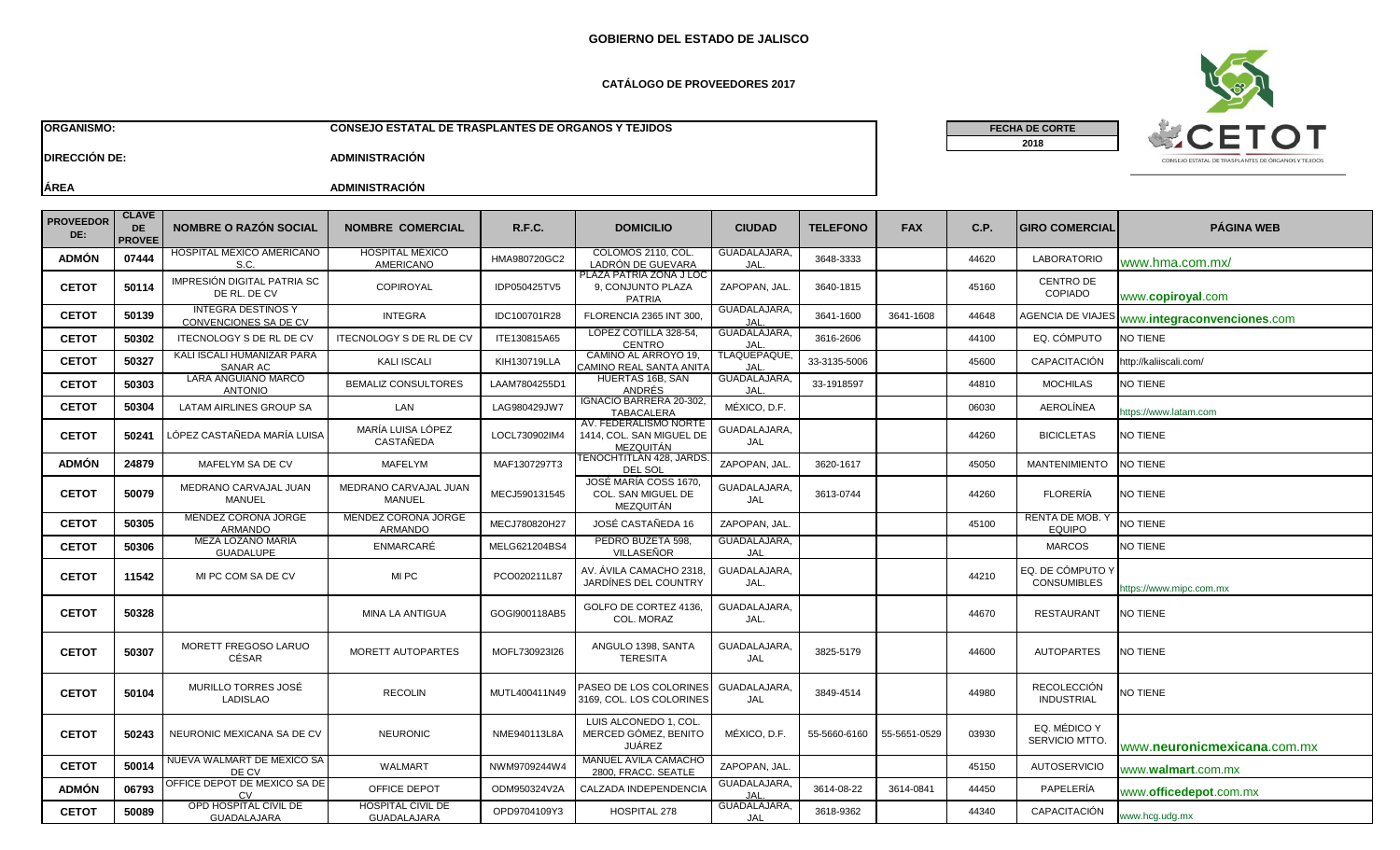**GOBIERNO DEL ESTADO DE JALISCO**

**CATÁLOGO DE PROVEEDORES 2017**

**ORGANISMO:** **CONSEJO ESTATAL DE TRASPLANTES DE ORGANOS Y TEJIDOS**

**DIRECCIÓN DE:** **ADMINISTRACIÓN**

**ÁREA** **ADMINISTRACIÓN**

| FECHA DE CORTE |
|---|
| 2018 |

| PROVEEDOR DE: | CLAVE DE PROVEE | NOMBRE O RAZÓN SOCIAL | NOMBRE COMERCIAL | R.F.C. | DOMICILIO | CIUDAD | TELEFONO | FAX | C.P. | GIRO COMERCIAL | PÁGINA WEB |
|---|---|---|---|---|---|---|---|---|---|---|---|
| ADMÓN | 07444 | HOSPITAL MEXICO AMERICANO S.C. | HOSPITAL MEXICO AMERICANO | HMA980720GC2 | COLOMOS 2110, COL. LADRÓN DE GUEVARA | GUADALAJARA, JAL. | 3648-3333 | | 44620 | LABORATORIO | www.hma.com.mx/ |
| CETOT | 50114 | IMPRESIÓN DIGITAL PATRIA SC DE RL. DE CV | COPIROYAL | IDP050425TV5 | PLAZA PATRIA ZONA J LOC 9, CONJUNTO PLAZA PATRIA | ZAPOPAN, JAL. | 3640-1815 | | 45160 | CENTRO DE COPIADO | www.copiroyal.com |
| CETOT | 50139 | INTEGRA DESTINOS Y CONVENCIONES SA DE CV | INTEGRA | IDC100701R28 | FLORENCIA 2365 INT 300, | GUADALAJARA, JAL. | 3641-1600 | 3641-1608 | 44648 | AGENCIA DE VIAJES | www.integraconvenciones.com |
| CETOT | 50302 | ITECNOLOGY S DE RL DE CV | ITECNOLOGY S DE RL DE CV | ITE130815A65 | LÓPEZ COTILLA 328-54, CENTRO | GUADALAJARA, JAL. | 3616-2606 | | 44100 | EQ. CÓMPUTO | NO TIENE |
| CETOT | 50327 | KALI ISCALI HUMANIZAR PARA SANAR AC | KALI ISCALI | KIH130719LLA | CAMINO AL ARROYO 19, CAMINO REAL SANTA ANITA | TLAQUEPAQUE, JAL. | 33-3135-5006 | | 45600 | CAPACITACIÓN | http://kaliiscali.com/ |
| CETOT | 50303 | LARA ANGUIANO MARCO ANTONIO | BEMALIZ CONSULTORES | LAAM7804255D1 | HUERTAS 16B, SAN ANDRÉS | GUADALAJARA, JAL. | 33-1918597 | | 44810 | MOCHILAS | NO TIENE |
| CETOT | 50304 | LATAM AIRLINES GROUP SA | LAN | LAG980429JW7 | IGNACIO BARRERA 20-302, TABACALERA | MÉXICO, D.F. | | | 06030 | AEROLÍNEA | https://www.latam.com |
| CETOT | 50241 | LÓPEZ CASTAÑEDA MARÍA LUISA | MARÍA LUISA LÓPEZ CASTAÑEDA | LOCL730902IM4 | AV. FEDERALISMO NORTE 1414, COL. SAN MIGUEL DE MEZQUITÁN | GUADALAJARA, JAL | | | 44260 | BICICLETAS | NO TIENE |
| ADMÓN | 24879 | MAFELYM SA DE CV | MAFELYM | MAF1307297T3 | TENOCHTITLAN 428, JARDS. DEL SOL | ZAPOPAN, JAL. | 3620-1617 | | 45050 | MANTENIMIENTO | NO TIENE |
| CETOT | 50079 | MEDRANO CARVAJAL JUAN MANUEL | MEDRANO CARVAJAL JUAN MANUEL | MECJ590131545 | JOSÉ MARÍA COSS 1670, COL. SAN MIGUEL DE MEZQUITÁN | GUADALAJARA, JAL | 3613-0744 | | 44260 | FLORERÍA | NO TIENE |
| CETOT | 50305 | MENDEZ CORONA JORGE ARMANDO | MENDEZ CORONA JORGE ARMANDO | MECJ780820H27 | JOSÉ CASTAÑEDA 16 | ZAPOPAN, JAL. | | | 45100 | RENTA DE MOB. Y EQUIPO | NO TIENE |
| CETOT | 50306 | MEZA LOZANO MARÍA GUADALUPE | ENMARCARÉ | MELG621204BS4 | PEDRO BUZETA 598, VILLASEÑOR | GUADALAJARA, JAL | | | | MARCOS | NO TIENE |
| CETOT | 11542 | MI PC COM SA DE CV | MI PC | PCO020211L87 | AV. ÁVILA CAMACHO 2318, JARDÍNES DEL COUNTRY | GUADALAJARA, JAL. | | | 44210 | EQ. DE CÓMPUTO Y CONSUMIBLES | https://www.mipc.com.mx |
| CETOT | 50328 | | MINA LA ANTIGUA | GOGI900118AB5 | GOLFO DE CORTEZ 4136, COL. MORAZ | GUADALAJARA, JAL. | | | 44670 | RESTAURANT | NO TIENE |
| CETOT | 50307 | MORETT FREGOSO LARUO CÉSAR | MORETT AUTOPARTES | MOFL730923I26 | ANGULO 1398, SANTA TERESITA | GUADALAJARA, JAL | 3825-5179 | | 44600 | AUTOPARTES | NO TIENE |
| CETOT | 50104 | MURILLO TORRES JOSÉ LADISLAO | RECOLIN | MUTL400411N49 | PASEO DE LOS COLORINES 3169, COL. LOS COLORINES | GUADALAJARA, JAL | 3849-4514 | | 44980 | RECOLECCIÓN INDUSTRIAL | NO TIENE |
| CETOT | 50243 | NEURONIC MEXICANA SA DE CV | NEURONIC | NME940113L8A | LUIS ALCONEDO 1, COL. MERCED GÓMEZ, BENITO JUÁREZ | MÉXICO, D.F. | 55-5660-6160 | 55-5651-0529 | 03930 | EQ. MÉDICO Y SERVICIO MTTO. | www.neuronicmexicana.com.mx |
| CETOT | 50014 | NUEVA WALMART DE MEXICO SA DE CV | WALMART | NWM9709244W4 | MANUEL AVILA CAMACHO 2800, FRACC. SEATLE | ZAPOPAN, JAL. | | | 45150 | AUTOSERVICIO | www.walmart.com.mx |
| ADMÓN | 06793 | OFFICE DEPOT DE MEXICO SA DE CV | OFFICE DEPOT | ODM950324V2A | CALZADA INDEPENDENCIA | GUADALAJARA, JAL. | 3614-08-22 | 3614-0841 | 44450 | PAPELERÍA | www.officedepot.com.mx |
| CETOT | 50089 | OPD HOSPITAL CIVIL DE GUADALAJARA | HOSPITAL CIVIL DE GUADALAJARA | OPD9704109Y3 | HOSPITAL 278 | GUADALAJARA, JAL | 3618-9362 | | 44340 | CAPACITACIÓN | www.hcg.udg.mx |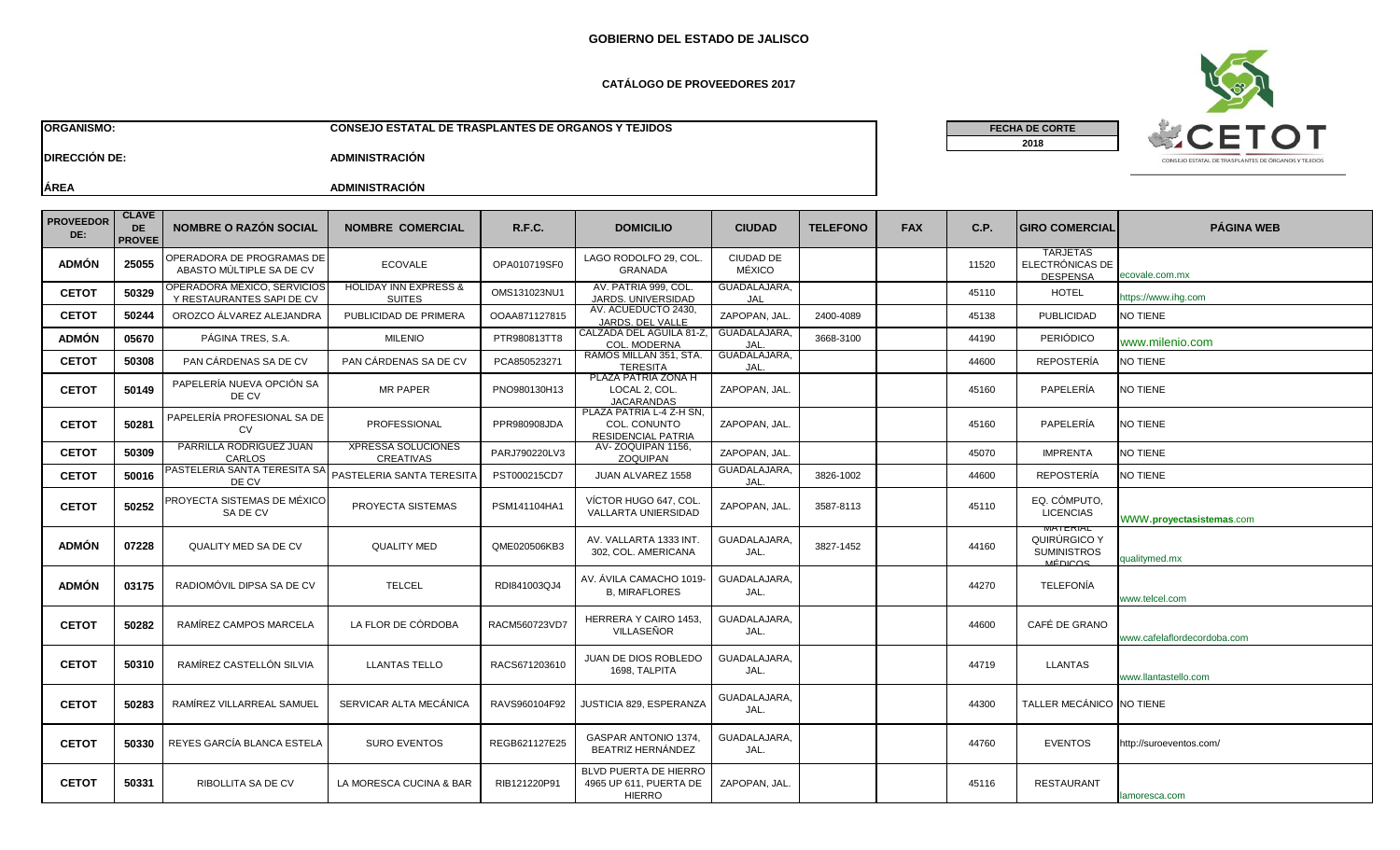**GOBIERNO DEL ESTADO DE JALISCO**

**CATÁLOGO DE PROVEEDORES 2017**

| | | | |
|---|---|---|---|
| **ORGANISMO:** | **CONSEJO ESTATAL DE TRASPLANTES DE ORGANOS Y TEJIDOS** | **FECHA DE CORTE** | **2018** |
| **DIRECCIÓN DE:** | **ADMINISTRACIÓN** | | |
| **ÁREA** | **ADMINISTRACIÓN** | | |

| PROVEEDOR DE: | CLAVE DE PROVEE | NOMBRE O RAZÓN SOCIAL | NOMBRE COMERCIAL | R.F.C. | DOMICILIO | CIUDAD | TELEFONO | FAX | C.P. | GIRO COMERCIAL | PÁGINA WEB |
|---|---|---|---|---|---|---|---|---|---|---|---|
| ADMÓN | 25055 | OPERADORA DE PROGRAMAS DE ABASTO MÚLTIPLE SA DE CV | ECOVALE | OPA010719SF0 | LAGO RODOLFO 29, COL. GRANADA | CIUDAD DE MÉXICO | | | 11520 | TARJETAS ELECTRÓNICAS DE DESPENSA | ecovale.com.mx |
| CETOT | 50329 | OPERADORA MEXICO, SERVICIOS Y RESTAURANTES SAPI DE CV | HOLIDAY INN EXPRESS & SUITES | OMS131023NU1 | AV. PATRIA 999, COL. JARDS. UNIVERSIDAD | GUADALAJARA, JAL | | | 45110 | HOTEL | https://www.ihg.com |
| CETOT | 50244 | OROZCO ÁLVAREZ ALEJANDRA | PUBLICIDAD DE PRIMERA | OOAA871127815 | AV. ACUEDUCTO 2430, JARDS. DEL VALLE | ZAPOPAN, JAL. | 2400-4089 | | 45138 | PUBLICIDAD | NO TIENE |
| ADMÓN | 05670 | PÁGINA TRES, S.A. | MILENIO | PTR980813TT8 | CALZADA DEL AGUILA 81-Z, COL. MODERNA | GUADALAJARA, JAL. | 3668-3100 | | 44190 | PERIÓDICO | www.milenio.com |
| CETOT | 50308 | PAN CÁRDENAS SA DE CV | PAN CÁRDENAS SA DE CV | PCA850523271 | RAMOS MILLAN 351, STA. TERESITA | GUADALAJARA, JAL. | | | 44600 | REPOSTERÍA | NO TIENE |
| CETOT | 50149 | PAPELERÍA NUEVA OPCIÓN SA DE CV | MR PAPER | PNO980130H13 | PLAZA PATRIA ZONA H LOCAL 2, COL. JACARANDAS | ZAPOPAN, JAL. | | | 45160 | PAPELERÍA | NO TIENE |
| CETOT | 50281 | PAPELERÍA PROFESIONAL SA DE CV | PROFESSIONAL | PPR980908JDA | PLAZA PATRIA L-4 Z-H SN, COL. CONUNTO RESIDENCIAL PATRIA | ZAPOPAN, JAL. | | | 45160 | PAPELERÍA | NO TIENE |
| CETOT | 50309 | PARRILLA RODRIGUEZ JUAN CARLOS | XPRESSA SOLUCIONES CREATIVAS | PARJ790220LV3 | AV- ZOQUIPAN 1156, ZOQUIPAN | ZAPOPAN, JAL. | | | 45070 | IMPRENTA | NO TIENE |
| CETOT | 50016 | PASTELERIA SANTA TERESITA SA DE CV | PASTELERIA SANTA TERESITA | PST000215CD7 | JUAN ALVAREZ 1558 | GUADALAJARA, JAL. | 3826-1002 | | 44600 | REPOSTERÍA | NO TIENE |
| CETOT | 50252 | PROYECTA SISTEMAS DE MÉXICO SA DE CV | PROYECTA SISTEMAS | PSM141104HA1 | VÍCTOR HUGO 647, COL. VALLARTA UNIERSIDAD | ZAPOPAN, JAL. | 3587-8113 | | 45110 | EQ. CÓMPUTO, LICENCIAS | WWW.proyectasistemas.com |
| ADMÓN | 07228 | QUALITY MED SA DE CV | QUALITY MED | QME020506KB3 | AV. VALLARTA 1333 INT. 302, COL. AMERICANA | GUADALAJARA, JAL. | 3827-1452 | | 44160 | MATERIAL QUIRÚRGICO Y SUMINISTROS MÉDICOS | qualitymed.mx |
| ADMÓN | 03175 | RADIOMÓVIL DIPSA SA DE CV | TELCEL | RDI841003QJ4 | AV. ÁVILA CAMACHO 1019-B, MIRAFLORES | GUADALAJARA, JAL. | | | 44270 | TELEFONÍA | www.telcel.com |
| CETOT | 50282 | RAMÍREZ CAMPOS MARCELA | LA FLOR DE CÓRDOBA | RACM560723VD7 | HERRERA Y CAIRO 1453, VILLASEÑOR | GUADALAJARA, JAL. | | | 44600 | CAFÉ DE GRANO | www.cafelaflordecordoba.com |
| CETOT | 50310 | RAMÍREZ CASTELLÓN SILVIA | LLANTAS TELLO | RACS671203610 | JUAN DE DIOS ROBLEDO 1698, TALPITA | GUADALAJARA, JAL. | | | 44719 | LLANTAS | www.llantastello.com |
| CETOT | 50283 | RAMÍREZ VILLARREAL SAMUEL | SERVICAR ALTA MECÁNICA | RAVS960104F92 | JUSTICIA 829, ESPERANZA | GUADALAJARA, JAL. | | | 44300 | TALLER MECÁNICO | NO TIENE |
| CETOT | 50330 | REYES GARCÍA BLANCA ESTELA | SURO EVENTOS | REGB621127E25 | GASPAR ANTONIO 1374, BEATRIZ HERNÁNDEZ | GUADALAJARA, JAL. | | | 44760 | EVENTOS | http://suroeventos.com/ |
| CETOT | 50331 | RIBOLLITA SA DE CV | LA MORESCA CUCINA & BAR | RIB121220P91 | BLVD PUERTA DE HIERRO 4965 UP 611, PUERTA DE HIERRO | ZAPOPAN, JAL. | | | 45116 | RESTAURANT | lamoresca.com |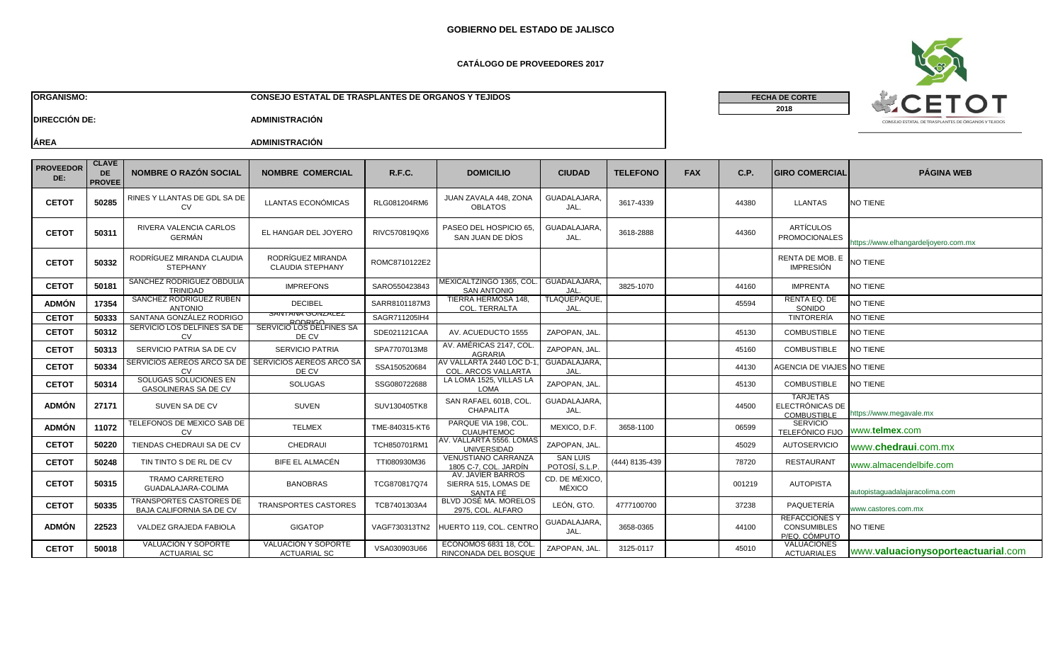**GOBIERNO DEL ESTADO DE JALISCO**

**CATÁLOGO DE PROVEEDORES 2017**

| | | | |
|---|---|---|---|
| **ORGANISMO:** | **CONSEJO ESTATAL DE TRASPLANTES DE ORGANOS Y TEJIDOS** | **FECHA DE CORTE** | **2018** |
| **DIRECCIÓN DE:** | **ADMINISTRACIÓN** | | |
| **ÁREA** | **ADMINISTRACIÓN** | | |

CETOT
CONSEJO ESTATAL DE TRASPLANTES DE ÓRGANOS Y TEJIDOS

| PROVEEDOR DE: | CLAVE DE PROVEE | NOMBRE O RAZÓN SOCIAL | NOMBRE COMERCIAL | R.F.C. | DOMICILIO | CIUDAD | TELEFONO | FAX | C.P. | GIRO COMERCIAL | PÁGINA WEB |
|---|---|---|---|---|---|---|---|---|---|---|---|
| CETOT | 50285 | RINES Y LLANTAS DE GDL SA DE CV | LLANTAS ECONÓMICAS | RLG081204RM6 | JUAN ZAVALA 448, ZONA OBLATOS | GUADALAJARA, JAL. | 3617-4339 | | 44380 | LLANTAS | NO TIENE |
| CETOT | 50311 | RIVERA VALENCIA CARLOS GERMÁN | EL HANGAR DEL JOYERO | RIVC570819QX6 | PASEO DEL HOSPICIO 65, SAN JUAN DE DÍOS | GUADALAJARA, JAL. | 3618-2888 | | 44360 | ARTÍCULOS PROMOCIONALES | https://www.elhangardeljoyero.com.mx |
| CETOT | 50332 | RODRÍGUEZ MIRANDA CLAUDIA STEPHANY | RODRÍGUEZ MIRANDA CLAUDIA STEPHANY | ROMC8710122E2 | | | | | | RENTA DE MOB. E IMPRESIÓN | NO TIENE |
| CETOT | 50181 | SANCHEZ RODRIGUEZ OBDULIA TRINIDAD | IMPREFONS | SARO550423843 | MEXICALTZINGO 1365, COL. SAN ANTONIO | GUADALAJARA, JAL. | 3825-1070 | | 44160 | IMPRENTA | NO TIENE |
| ADMÓN | 17354 | SANCHEZ RODRIGUEZ RUBEN ANTONIO | DECIBEL | SARR8101187M3 | TIERRA HERMOSA 148, COL. TERRALTA | TLAQUEPAQUE, JAL. | | | 45594 | RENTA EQ. DE SONIDO | NO TIENE |
| CETOT | 50333 | SANTANA GONZÁLEZ RODRIGO | SANTANA GONZÁLEZ RODRIGO | SAGR711205IH4 | | | | | | TINTORERÍA | NO TIENE |
| CETOT | 50312 | SERVICIO LOS DELFINES SA DE CV | SERVICIO LOS DELFINES SA DE CV | SDE021121CAA | AV. ACUEDUCTO 1555 | ZAPOPAN, JAL. | | | 45130 | COMBUSTIBLE | NO TIENE |
| CETOT | 50313 | SERVICIO PATRIA SA DE CV | SERVICIO PATRIA | SPA7707013M8 | AV. AMÉRICAS 2147, COL. AGRARIA | ZAPOPAN, JAL. | | | 45160 | COMBUSTIBLE | NO TIENE |
| CETOT | 50334 | SERVICIOS AEREOS ARCO SA DE CV | SERVICIOS AEREOS ARCO SA DE CV | SSA150520684 | AV VALLARTA 2440 LOC D-1, COL. ARCOS VALLARTA | GUADALAJARA, JAL. | | | 44130 | AGENCIA DE VIAJES | NO TIENE |
| CETOT | 50314 | SOLUGAS SOLUCIONES EN GASOLINERAS SA DE CV | SOLUGAS | SSG080722688 | LA LOMA 1525, VILLAS LA LOMA | ZAPOPAN, JAL. | | | 45130 | COMBUSTIBLE | NO TIENE |
| ADMÓN | 27171 | SUVEN SA DE CV | SUVEN | SUV130405TK8 | SAN RAFAEL 601B, COL. CHAPALITA | GUADALAJARA, JAL. | | | 44500 | TARJETAS ELECTRÓNICAS DE COMBUSTIBLE | https://www.megavale.mx |
| ADMÓN | 11072 | TELEFONOS DE MEXICO SAB DE CV | TELMEX | TME-840315-KT6 | PARQUE VIA 198, COL. CUAUHTEMOC | MEXICO, D.F. | 3658-1100 | | 06599 | SERVICIO TELEFÓNICO FIJO | www.telmex.com |
| CETOT | 50220 | TIENDAS CHEDRAUI SA DE CV | CHEDRAUI | TCH850701RM1 | AV. VALLARTA 5556. LOMAS UNIVERSIDAD | ZAPOPAN, JAL. | | | 45029 | AUTOSERVICIO | www.chedraui.com.mx |
| CETOT | 50248 | TIN TINTO S DE RL DE CV | BIFE EL ALMACÉN | TTI080930M36 | VENUSTIANO CARRANZA 1805 C-7, COL. JARDÍN | SAN LUIS POTOSÍ, S.L.P. | (444) 8135-439 | | 78720 | RESTAURANT | www.almacendelbife.com |
| CETOT | 50315 | TRAMO CARRETERO GUADALAJARA-COLIMA | BANOBRAS | TCG870817Q74 | AV. JAVIER BARROS SIERRA 515, LOMAS DE SANTA FÉ | CD. DE MÉXICO, MÉXICO | | | 001219 | AUTOPISTA | autopistaguadalajaracolima.com |
| CETOT | 50335 | TRANSPORTES CASTORES DE BAJA CALIFORNIA SA DE CV | TRANSPORTES CASTORES | TCB7401303A4 | BLVD JOSÉ MA. MORELOS 2975, COL. ALFARO | LEÓN, GTO. | 4777100700 | | 37238 | PAQUETERÍA | www.castores.com.mx |
| ADMÓN | 22523 | VALDEZ GRAJEDA FABIOLA | GIGATOP | VAGF730313TN2 | HUERTO 119, COL. CENTRO | GUADALAJARA, JAL. | 3658-0365 | | 44100 | REFACCIONES Y CONSUMIBLES P/EQ. CÓMPUTO | NO TIENE |
| CETOT | 50018 | VALUACIÓN Y SOPORTE ACTUARIAL SC | VALUACIÓN Y SOPORTE ACTUARIAL SC | VSA030903U66 | ECONOMOS 6831 18, COL. RINCONADA DEL BOSQUE | ZAPOPAN, JAL. | 3125-0117 | | 45010 | VALUACIONES ACTUARIALES | www.valuacionysoporteactuarial.com |